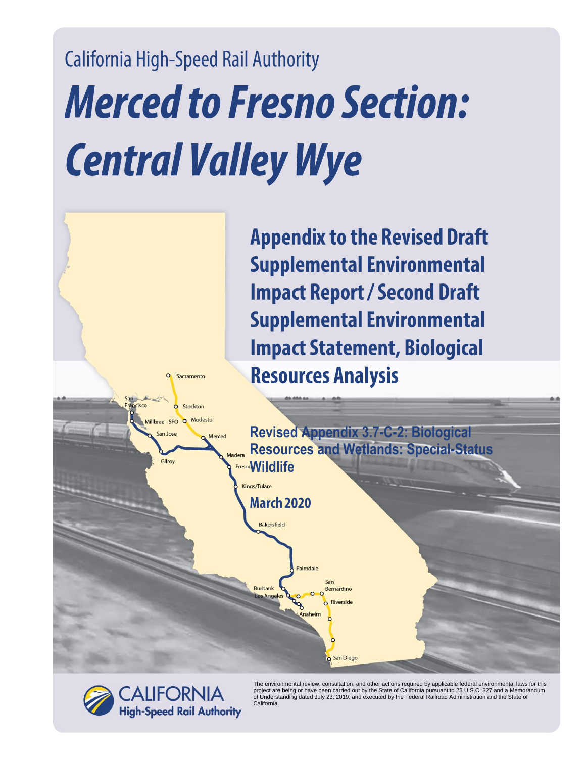California High-Speed Rail Authority

# *Merced to Fresno Section: Central Valley Wye*

## Appendix to the Revised Draft Supplemental Environmental Impact Report / Second Draft Supplemental Environmental Impact Statement, Biological Resources Analysis

### Revised Appendix 3.7-C-2: Biological Resources and Wetlands: Special-Status Wildlife

### March 2020

CALIFORNIA High-Speed Rail Authority

The environmental review, consultation, and other actions required by applicable federal environmental laws for this project are being or have been carried out by the State of California pursuant to 23 U.S.C. 327 and a Memorandum of Understanding dated July 23, 2019, and executed by the Federal Railroad Administration and the State of California.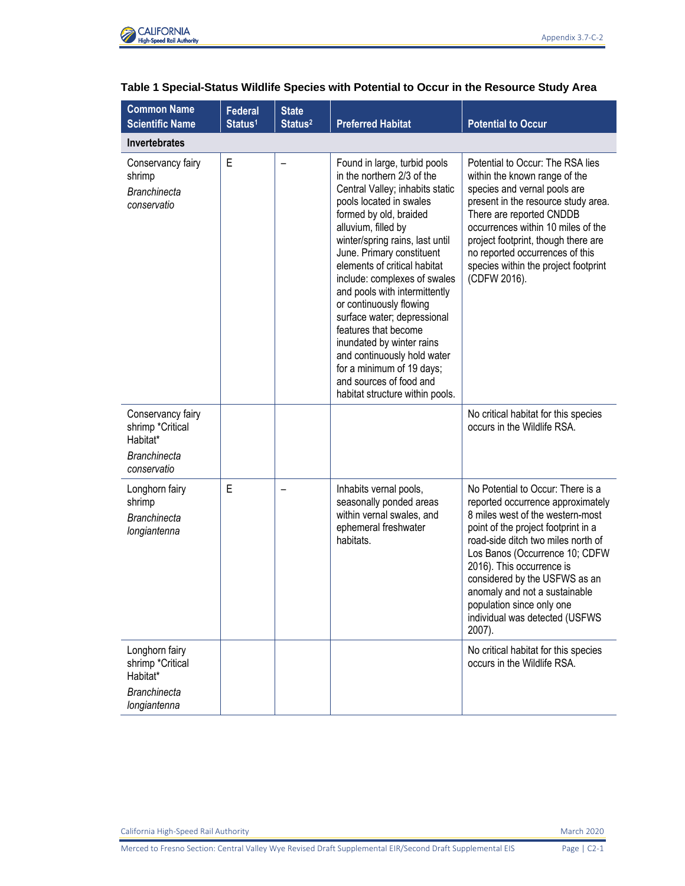**Table 1 Special-Status Wildlife Species with Potential to Occur in the Resource Study Area**

| Common Name Scientific Name | Federal Status[1] | State Status[2] | Preferred Habitat | Potential to Occur |
|---|---|---|---|---|
| **Invertebrates** | | | | |
| Conservancy fairy shrimp *Branchinecta conservatio* | E | – | Found in large, turbid pools in the northern 2/3 of the Central Valley; inhabits static pools located in swales formed by old, braided alluvium, filled by winter/spring rains, last until June. Primary constituent elements of critical habitat include: complexes of swales and pools with intermittently or continuously flowing surface water; depressional features that become inundated by winter rains and continuously hold water for a minimum of 19 days; and sources of food and habitat structure within pools. | Potential to Occur: The RSA lies within the known range of the species and vernal pools are present in the resource study area. There are reported CNDDB occurrences within 10 miles of the project footprint, though there are no reported occurrences of this species within the project footprint (CDFW 2016). |
| Conservancy fairy shrimp *Critical Habitat* *Branchinecta conservatio* | | | | No critical habitat for this species occurs in the Wildlife RSA. |
| Longhorn fairy shrimp *Branchinecta longiantenna* | E | – | Inhabits vernal pools, seasonally ponded areas within vernal swales, and ephemeral freshwater habitats. | No Potential to Occur: There is a reported occurrence approximately 8 miles west of the western-most point of the project footprint in a road-side ditch two miles north of Los Banos (Occurrence 10; CDFW 2016). This occurrence is considered by the USFWS as an anomaly and not a sustainable population since only one individual was detected (USFWS 2007). |
| Longhorn fairy shrimp *Critical Habitat* *Branchinecta longiantenna* | | | | No critical habitat for this species occurs in the Wildlife RSA. |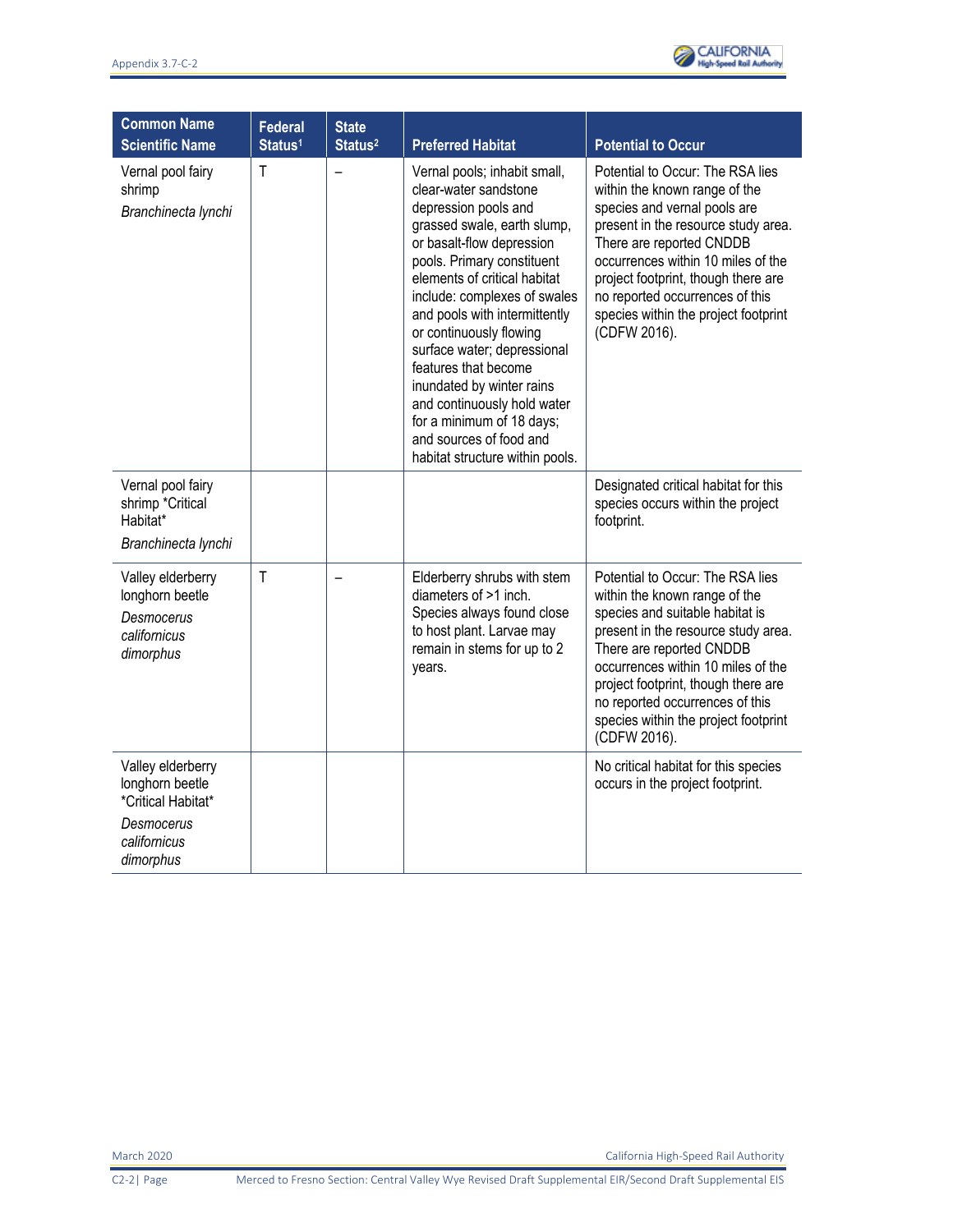| Common Name Scientific Name | Federal Status[1] | State Status[2] | Preferred Habitat | Potential to Occur |
|---|---|---|---|---|
| Vernal pool fairy shrimp *Branchinecta lynchi* | T | – | Vernal pools; inhabit small, clear-water sandstone depression pools and grassed swale, earth slump, or basalt-flow depression pools. Primary constituent elements of critical habitat include: complexes of swales and pools with intermittently or continuously flowing surface water; depressional features that become inundated by winter rains and continuously hold water for a minimum of 18 days; and sources of food and habitat structure within pools. | Potential to Occur: The RSA lies within the known range of the species and vernal pools are present in the resource study area. There are reported CNDDB occurrences within 10 miles of the project footprint, though there are no reported occurrences of this species within the project footprint (CDFW 2016). |
| Vernal pool fairy shrimp *Critical Habitat* *Branchinecta lynchi* | | | | Designated critical habitat for this species occurs within the project footprint. |
| Valley elderberry longhorn beetle *Desmocerus californicus dimorphus* | T | – | Elderberry shrubs with stem diameters of >1 inch. Species always found close to host plant. Larvae may remain in stems for up to 2 years. | Potential to Occur: The RSA lies within the known range of the species and suitable habitat is present in the resource study area. There are reported CNDDB occurrences within 10 miles of the project footprint, though there are no reported occurrences of this species within the project footprint (CDFW 2016). |
| Valley elderberry longhorn beetle *Critical Habitat* *Desmocerus californicus dimorphus* | | | | No critical habitat for this species occurs in the project footprint. |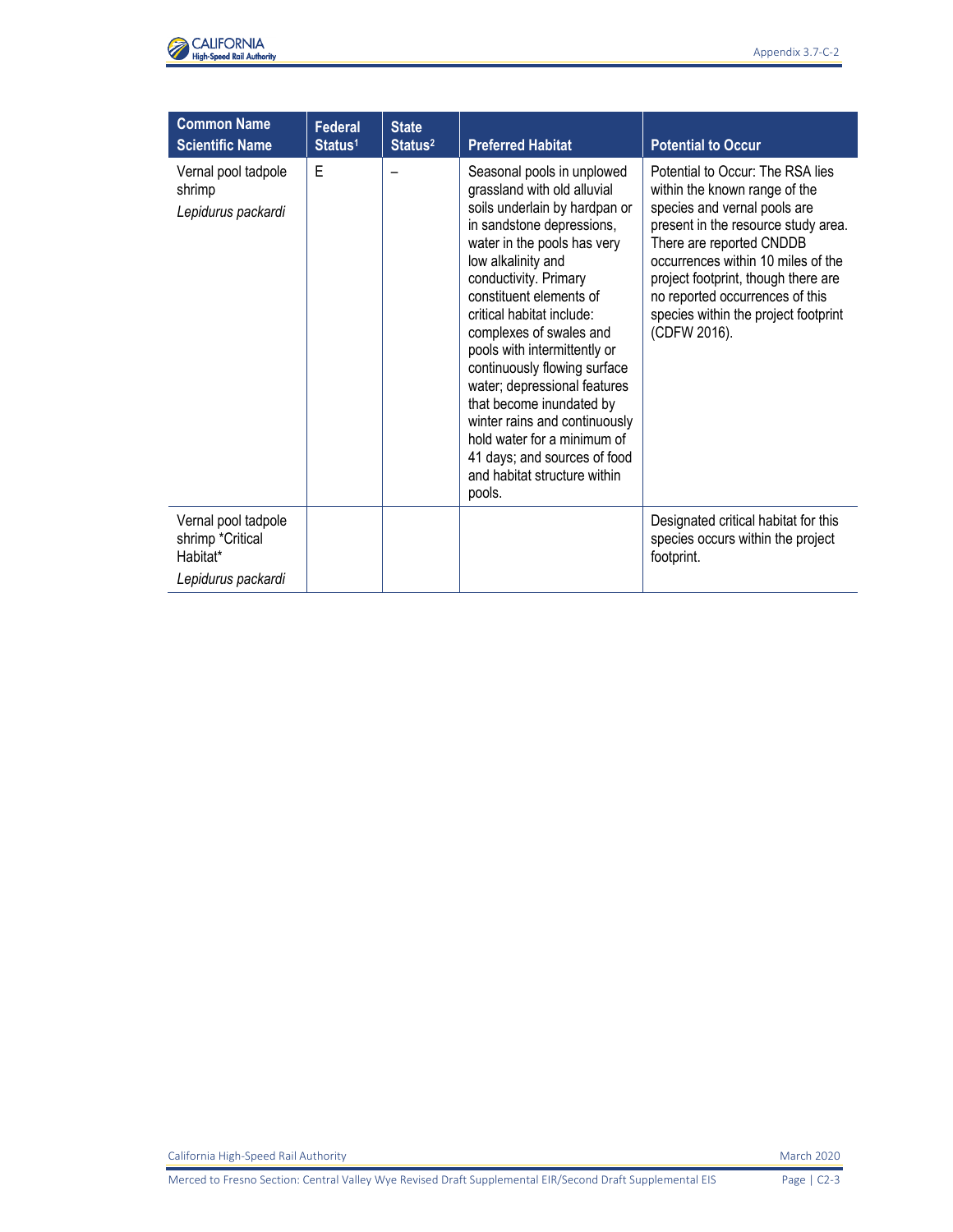| Common Name<br>Scientific Name | Federal Status[1] | State Status[2] | Preferred Habitat | Potential to Occur |
|---|---|---|---|---|
| Vernal pool tadpole shrimp<br>*Lepidurus packardi* | E | – | Seasonal pools in unplowed grassland with old alluvial soils underlain by hardpan or in sandstone depressions, water in the pools has very low alkalinity and conductivity. Primary constituent elements of critical habitat include: complexes of swales and pools with intermittently or continuously flowing surface water; depressional features that become inundated by winter rains and continuously hold water for a minimum of 41 days; and sources of food and habitat structure within pools. | Potential to Occur: The RSA lies within the known range of the species and vernal pools are present in the resource study area. There are reported CNDDB occurrences within 10 miles of the project footprint, though there are no reported occurrences of this species within the project footprint (CDFW 2016). |
| Vernal pool tadpole shrimp *Critical Habitat*<br>*Lepidurus packardi* | | | | Designated critical habitat for this species occurs within the project footprint. |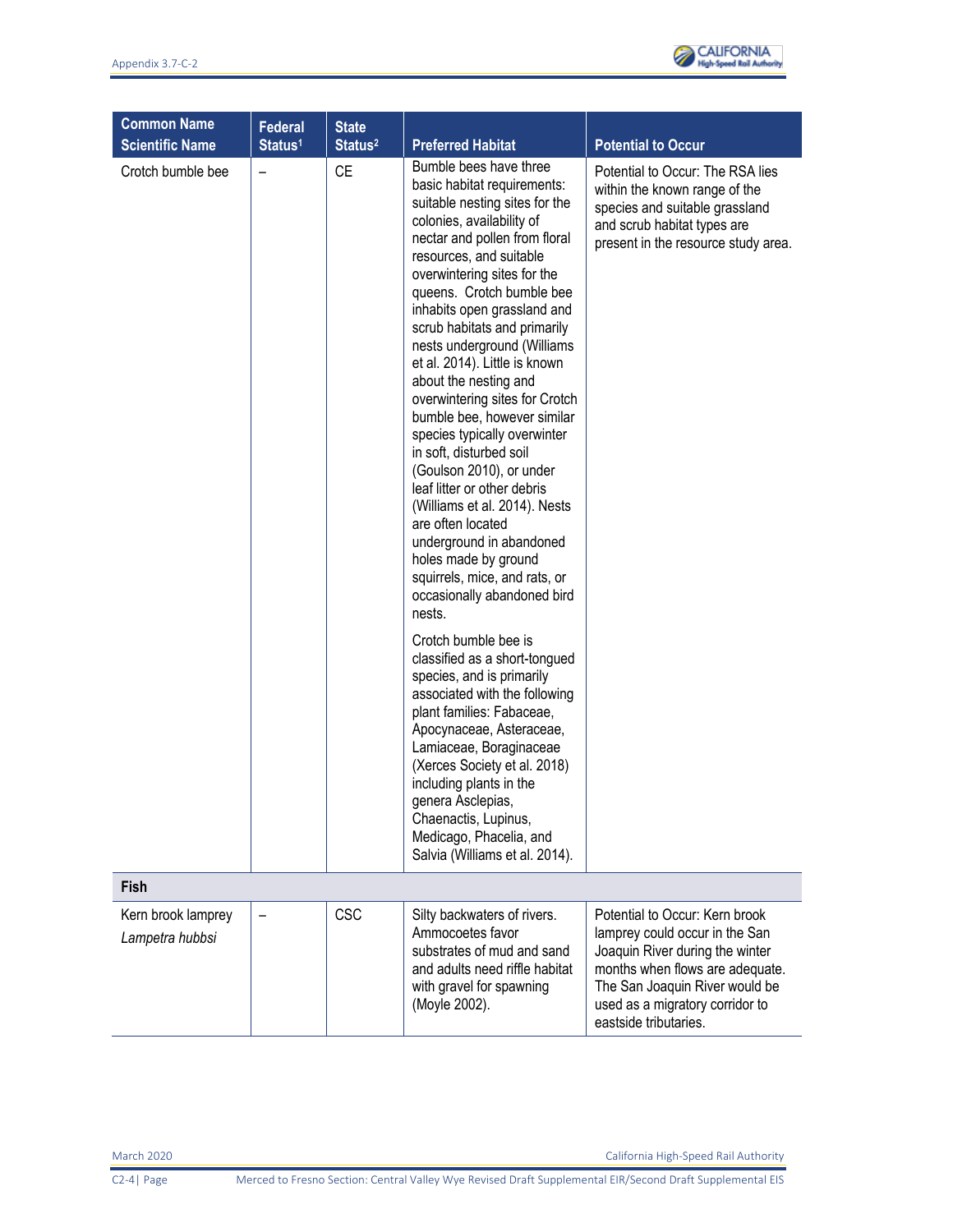| Common Name<br>Scientific Name | Federal Status[1] | State Status[2] | Preferred Habitat | Potential to Occur |
|---|---|---|---|---|
| Crotch bumble bee | – | CE | Bumble bees have three basic habitat requirements: suitable nesting sites for the colonies, availability of nectar and pollen from floral resources, and suitable overwintering sites for the queens. Crotch bumble bee inhabits open grassland and scrub habitats and primarily nests underground (Williams et al. 2014). Little is known about the nesting and overwintering sites for Crotch bumble bee, however similar species typically overwinter in soft, disturbed soil (Goulson 2010), or under leaf litter or other debris (Williams et al. 2014). Nests are often located underground in abandoned holes made by ground squirrels, mice, and rats, or occasionally abandoned bird nests.<br><br>Crotch bumble bee is classified as a short-tongued species, and is primarily associated with the following plant families: Fabaceae, Apocynaceae, Asteraceae, Lamiaceae, Boraginaceae (Xerces Society et al. 2018) including plants in the genera Asclepias, Chaenactis, Lupinus, Medicago, Phacelia, and Salvia (Williams et al. 2014). | Potential to Occur: The RSA lies within the known range of the species and suitable grassland and scrub habitat types are present in the resource study area. |
| **Fish** | | | | |
| Kern brook lamprey<br>*Lampetra hubbsi* | – | CSC | Silty backwaters of rivers. Ammocoetes favor substrates of mud and sand and adults need riffle habitat with gravel for spawning (Moyle 2002). | Potential to Occur: Kern brook lamprey could occur in the San Joaquin River during the winter months when flows are adequate. The San Joaquin River would be used as a migratory corridor to eastside tributaries. |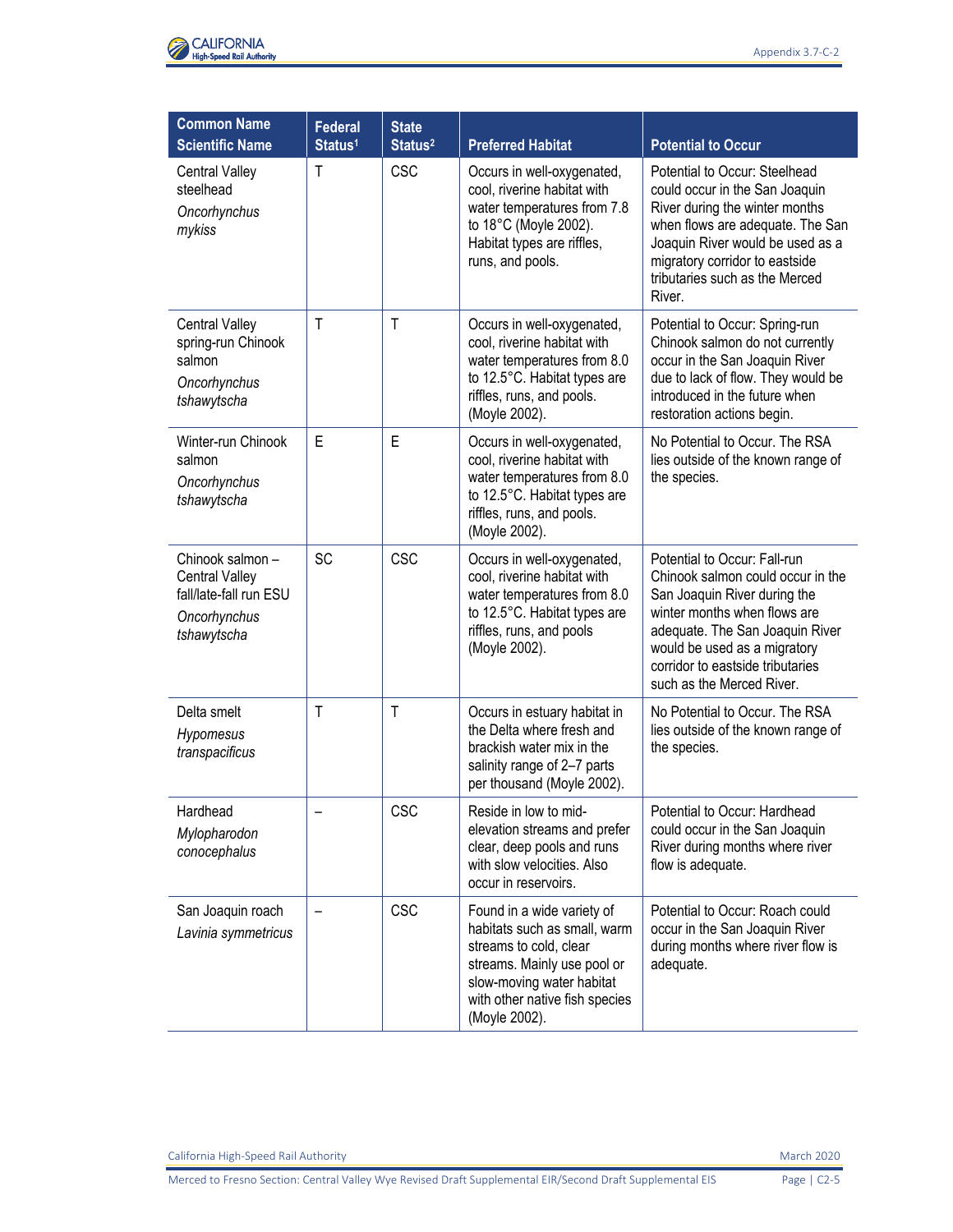| Common Name<br>Scientific Name | Federal Status[1] | State Status[2] | Preferred Habitat | Potential to Occur |
|---|---|---|---|---|
| Central Valley steelhead<br>*Oncorhynchus mykiss* | T | CSC | Occurs in well-oxygenated, cool, riverine habitat with water temperatures from 7.8 to 18°C (Moyle 2002). Habitat types are riffles, runs, and pools. | Potential to Occur: Steelhead could occur in the San Joaquin River during the winter months when flows are adequate. The San Joaquin River would be used as a migratory corridor to eastside tributaries such as the Merced River. |
| Central Valley spring-run Chinook salmon<br>*Oncorhynchus tshawytscha* | T | T | Occurs in well-oxygenated, cool, riverine habitat with water temperatures from 8.0 to 12.5°C. Habitat types are riffles, runs, and pools. (Moyle 2002). | Potential to Occur: Spring-run Chinook salmon do not currently occur in the San Joaquin River due to lack of flow. They would be introduced in the future when restoration actions begin. |
| Winter-run Chinook salmon<br>*Oncorhynchus tshawytscha* | E | E | Occurs in well-oxygenated, cool, riverine habitat with water temperatures from 8.0 to 12.5°C. Habitat types are riffles, runs, and pools. (Moyle 2002). | No Potential to Occur. The RSA lies outside of the known range of the species. |
| Chinook salmon – Central Valley fall/late-fall run ESU<br>*Oncorhynchus tshawytscha* | SC | CSC | Occurs in well-oxygenated, cool, riverine habitat with water temperatures from 8.0 to 12.5°C. Habitat types are riffles, runs, and pools (Moyle 2002). | Potential to Occur: Fall-run Chinook salmon could occur in the San Joaquin River during the winter months when flows are adequate. The San Joaquin River would be used as a migratory corridor to eastside tributaries such as the Merced River. |
| Delta smelt<br>*Hypomesus transpacificus* | T | T | Occurs in estuary habitat in the Delta where fresh and brackish water mix in the salinity range of 2–7 parts per thousand (Moyle 2002). | No Potential to Occur. The RSA lies outside of the known range of the species. |
| Hardhead<br>*Mylopharodon conocephalus* | – | CSC | Reside in low to mid-elevation streams and prefer clear, deep pools and runs with slow velocities. Also occur in reservoirs. | Potential to Occur: Hardhead could occur in the San Joaquin River during months where river flow is adequate. |
| San Joaquin roach<br>*Lavinia symmetricus* | – | CSC | Found in a wide variety of habitats such as small, warm streams to cold, clear streams. Mainly use pool or slow-moving water habitat with other native fish species (Moyle 2002). | Potential to Occur: Roach could occur in the San Joaquin River during months where river flow is adequate. |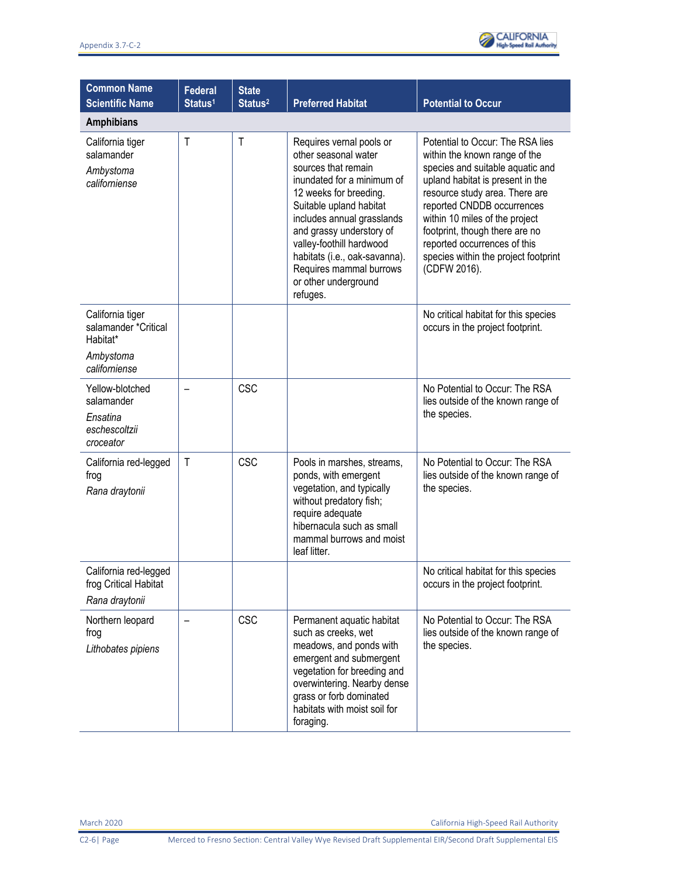| Common Name<br>Scientific Name | Federal Status[1] | State Status[2] | Preferred Habitat | Potential to Occur |
|---|---|---|---|---|
| **Amphibians** | | | | |
| California tiger salamander<br>*Ambystoma californiense* | T | T | Requires vernal pools or other seasonal water sources that remain inundated for a minimum of 12 weeks for breeding. Suitable upland habitat includes annual grasslands and grassy understory of valley-foothill hardwood habitats (i.e., oak-savanna). Requires mammal burrows or other underground refuges. | Potential to Occur: The RSA lies within the known range of the species and suitable aquatic and upland habitat is present in the resource study area. There are reported CNDDB occurrences within 10 miles of the project footprint, though there are no reported occurrences of this species within the project footprint (CDFW 2016). |
| California tiger salamander *Critical Habitat*<br>*Ambystoma californiense* | | | | No critical habitat for this species occurs in the project footprint. |
| Yellow-blotched salamander<br>*Ensatina eschescoltzii croceator* | – | CSC | | No Potential to Occur: The RSA lies outside of the known range of the species. |
| California red-legged frog<br>*Rana draytonii* | T | CSC | Pools in marshes, streams, ponds, with emergent vegetation, and typically without predatory fish; require adequate hibernacula such as small mammal burrows and moist leaf litter. | No Potential to Occur: The RSA lies outside of the known range of the species. |
| California red-legged frog Critical Habitat<br>*Rana draytonii* | | | | No critical habitat for this species occurs in the project footprint. |
| Northern leopard frog<br>*Lithobates pipiens* | – | CSC | Permanent aquatic habitat such as creeks, wet meadows, and ponds with emergent and submergent vegetation for breeding and overwintering. Nearby dense grass or forb dominated habitats with moist soil for foraging. | No Potential to Occur: The RSA lies outside of the known range of the species. |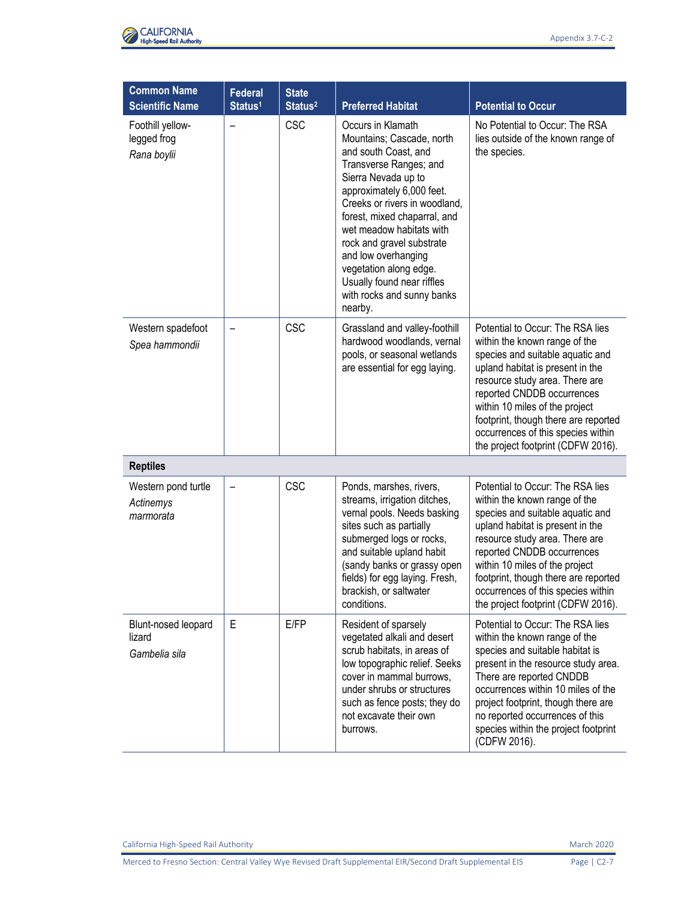| Common Name Scientific Name | Federal Status[1] | State Status[2] | Preferred Habitat | Potential to Occur |
|---|---|---|---|---|
| Foothill yellow-legged frog *Rana boylii* | – | CSC | Occurs in Klamath Mountains; Cascade, north and south Coast, and Transverse Ranges; and Sierra Nevada up to approximately 6,000 feet. Creeks or rivers in woodland, forest, mixed chaparral, and wet meadow habitats with rock and gravel substrate and low overhanging vegetation along edge. Usually found near riffles with rocks and sunny banks nearby. | No Potential to Occur: The RSA lies outside of the known range of the species. |
| Western spadefoot *Spea hammondii* | – | CSC | Grassland and valley-foothill hardwood woodlands, vernal pools, or seasonal wetlands are essential for egg laying. | Potential to Occur: The RSA lies within the known range of the species and suitable aquatic and upland habitat is present in the resource study area. There are reported CNDDB occurrences within 10 miles of the project footprint, though there are reported occurrences of this species within the project footprint (CDFW 2016). |
| **Reptiles** | | | | |
| Western pond turtle *Actinemys marmorata* | – | CSC | Ponds, marshes, rivers, streams, irrigation ditches, vernal pools. Needs basking sites such as partially submerged logs or rocks, and suitable upland habit (sandy banks or grassy open fields) for egg laying. Fresh, brackish, or saltwater conditions. | Potential to Occur: The RSA lies within the known range of the species and suitable aquatic and upland habitat is present in the resource study area. There are reported CNDDB occurrences within 10 miles of the project footprint, though there are reported occurrences of this species within the project footprint (CDFW 2016). |
| Blunt-nosed leopard lizard *Gambelia sila* | E | E/FP | Resident of sparsely vegetated alkali and desert scrub habitats, in areas of low topographic relief. Seeks cover in mammal burrows, under shrubs or structures such as fence posts; they do not excavate their own burrows. | Potential to Occur: The RSA lies within the known range of the species and suitable habitat is present in the resource study area. There are reported CNDDB occurrences within 10 miles of the project footprint, though there are no reported occurrences of this species within the project footprint (CDFW 2016). |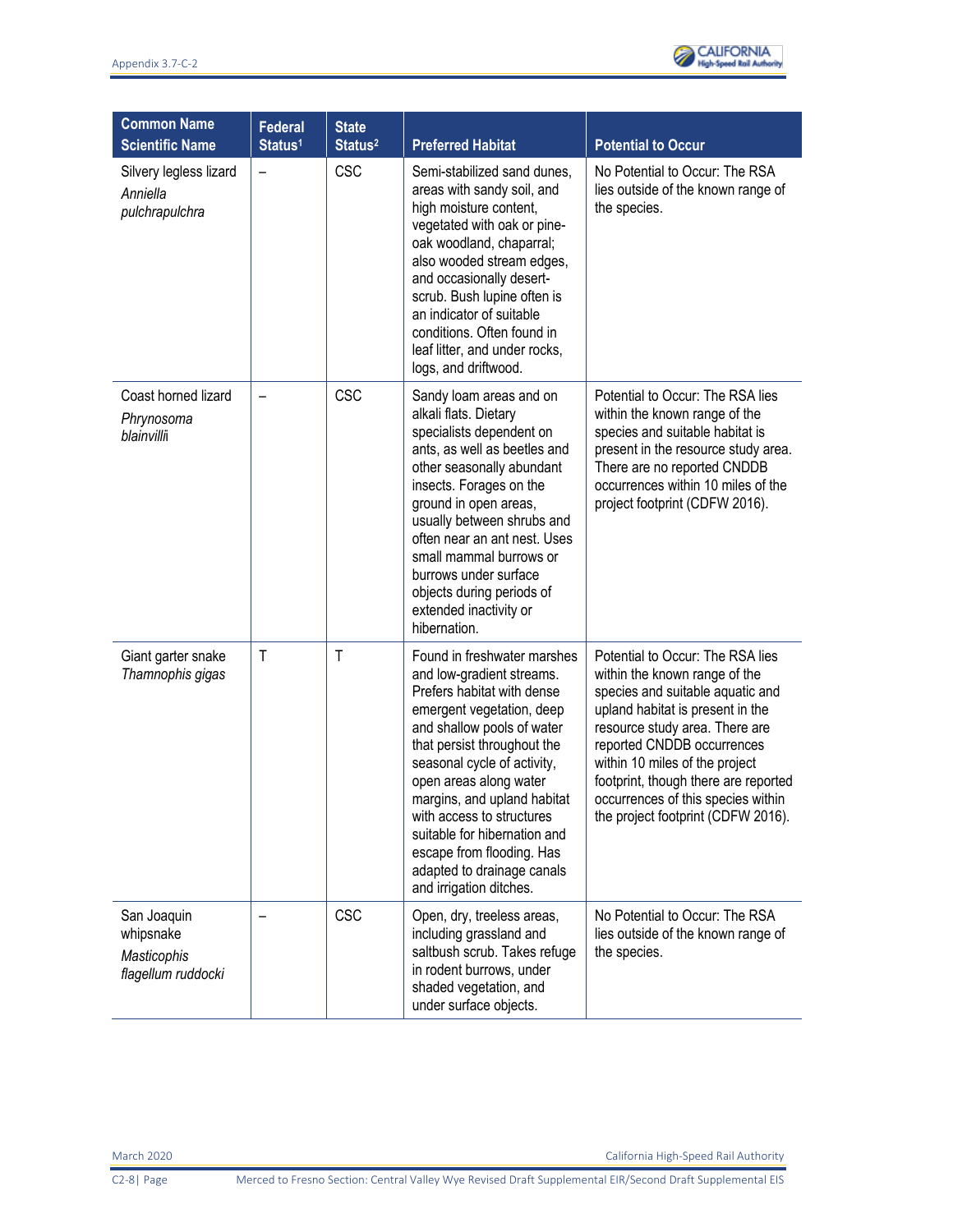| Common Name *Scientific Name* | Federal Status[1] | State Status[2] | Preferred Habitat | Potential to Occur |
|---|---|---|---|---|
| Silvery legless lizard *Anniella pulchrapulchra* | – | CSC | Semi-stabilized sand dunes, areas with sandy soil, and high moisture content, vegetated with oak or pine-oak woodland, chaparral; also wooded stream edges, and occasionally desert-scrub. Bush lupine often is an indicator of suitable conditions. Often found in leaf litter, and under rocks, logs, and driftwood. | No Potential to Occur: The RSA lies outside of the known range of the species. |
| Coast horned lizard *Phrynosoma blainvillii* | – | CSC | Sandy loam areas and on alkali flats. Dietary specialists dependent on ants, as well as beetles and other seasonally abundant insects. Forages on the ground in open areas, usually between shrubs and often near an ant nest. Uses small mammal burrows or burrows under surface objects during periods of extended inactivity or hibernation. | Potential to Occur: The RSA lies within the known range of the species and suitable habitat is present in the resource study area. There are no reported CNDDB occurrences within 10 miles of the project footprint (CDFW 2016). |
| Giant garter snake *Thamnophis gigas* | T | T | Found in freshwater marshes and low-gradient streams. Prefers habitat with dense emergent vegetation, deep and shallow pools of water that persist throughout the seasonal cycle of activity, open areas along water margins, and upland habitat with access to structures suitable for hibernation and escape from flooding. Has adapted to drainage canals and irrigation ditches. | Potential to Occur: The RSA lies within the known range of the species and suitable aquatic and upland habitat is present in the resource study area. There are reported CNDDB occurrences within 10 miles of the project footprint, though there are reported occurrences of this species within the project footprint (CDFW 2016). |
| San Joaquin whipsnake *Masticophis flagellum ruddocki* | – | CSC | Open, dry, treeless areas, including grassland and saltbush scrub. Takes refuge in rodent burrows, under shaded vegetation, and under surface objects. | No Potential to Occur: The RSA lies outside of the known range of the species. |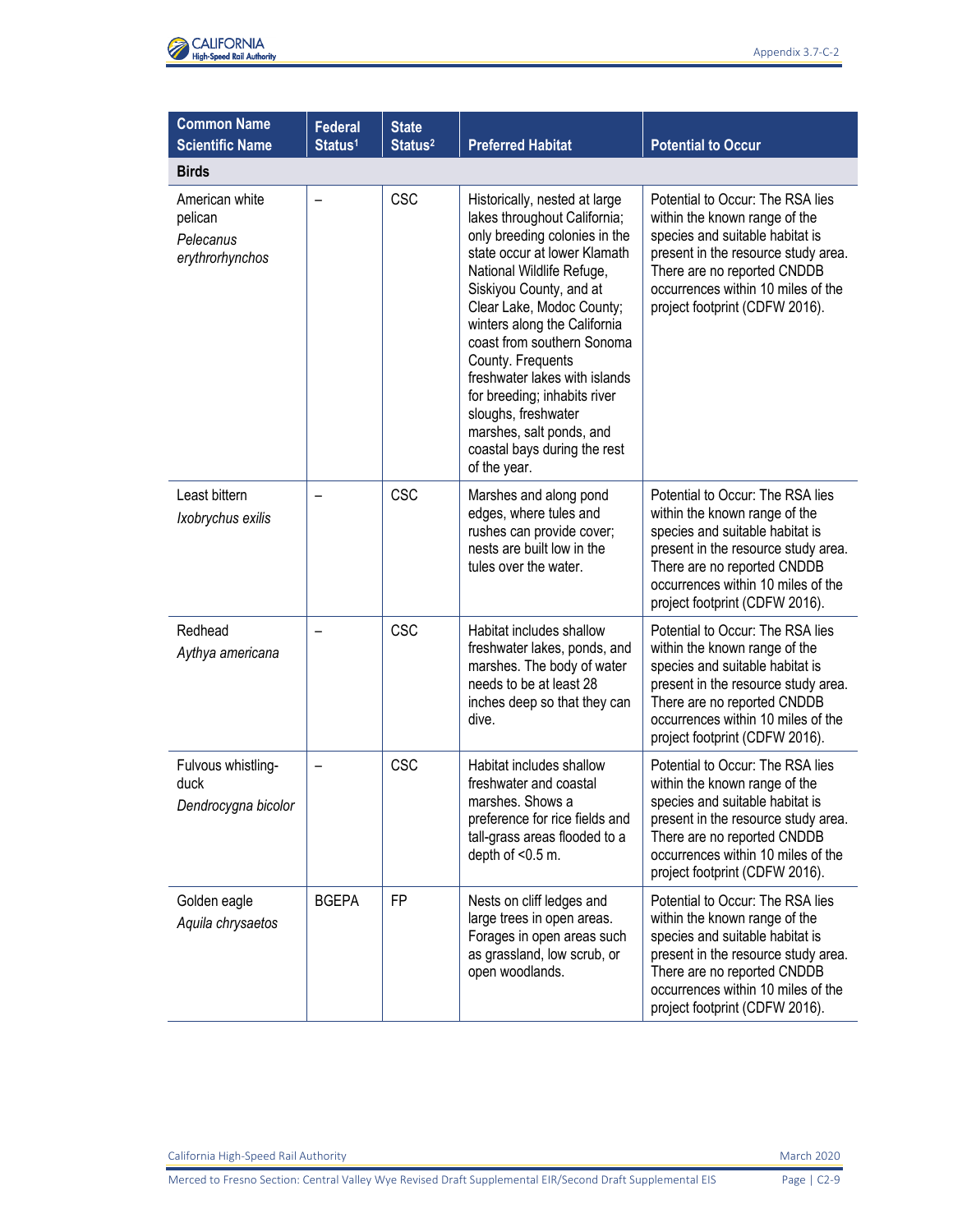| Common Name Scientific Name | Federal Status[1] | State Status[2] | Preferred Habitat | Potential to Occur |
|---|---|---|---|---|
| **Birds** | | | | |
| American white pelican *Pelecanus erythrorhynchos* | – | CSC | Historically, nested at large lakes throughout California; only breeding colonies in the state occur at lower Klamath National Wildlife Refuge, Siskiyou County, and at Clear Lake, Modoc County; winters along the California coast from southern Sonoma County. Frequents freshwater lakes with islands for breeding; inhabits river sloughs, freshwater marshes, salt ponds, and coastal bays during the rest of the year. | Potential to Occur: The RSA lies within the known range of the species and suitable habitat is present in the resource study area. There are no reported CNDDB occurrences within 10 miles of the project footprint (CDFW 2016). |
| Least bittern *Ixobrychus exilis* | – | CSC | Marshes and along pond edges, where tules and rushes can provide cover; nests are built low in the tules over the water. | Potential to Occur: The RSA lies within the known range of the species and suitable habitat is present in the resource study area. There are no reported CNDDB occurrences within 10 miles of the project footprint (CDFW 2016). |
| Redhead *Aythya americana* | – | CSC | Habitat includes shallow freshwater lakes, ponds, and marshes. The body of water needs to be at least 28 inches deep so that they can dive. | Potential to Occur: The RSA lies within the known range of the species and suitable habitat is present in the resource study area. There are no reported CNDDB occurrences within 10 miles of the project footprint (CDFW 2016). |
| Fulvous whistling-duck *Dendrocygna bicolor* | – | CSC | Habitat includes shallow freshwater and coastal marshes. Shows a preference for rice fields and tall-grass areas flooded to a depth of <0.5 m. | Potential to Occur: The RSA lies within the known range of the species and suitable habitat is present in the resource study area. There are no reported CNDDB occurrences within 10 miles of the project footprint (CDFW 2016). |
| Golden eagle *Aquila chrysaetos* | BGEPA | FP | Nests on cliff ledges and large trees in open areas. Forages in open areas such as grassland, low scrub, or open woodlands. | Potential to Occur: The RSA lies within the known range of the species and suitable habitat is present in the resource study area. There are no reported CNDDB occurrences within 10 miles of the project footprint (CDFW 2016). |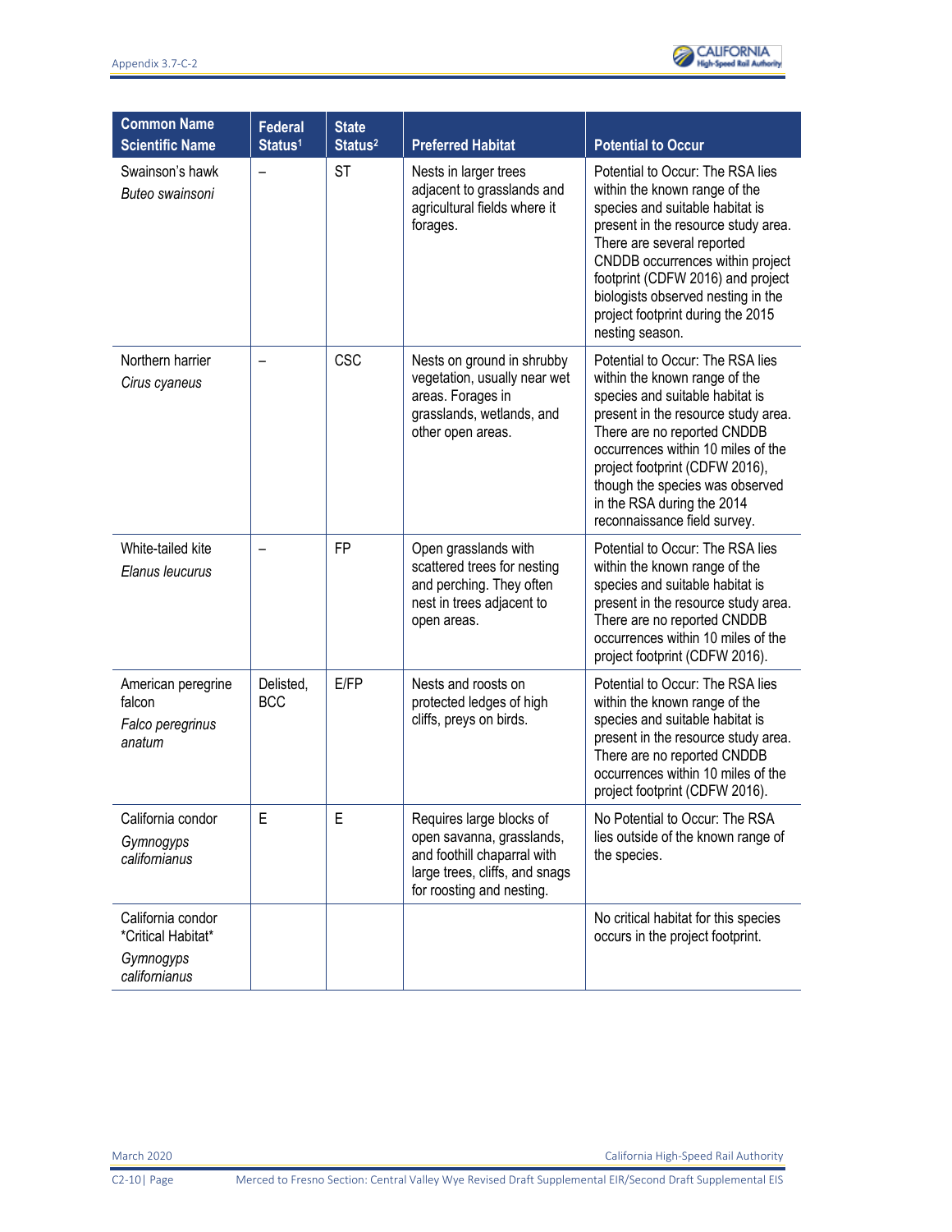| Common Name *Scientific Name* | Federal Status[1] | State Status[2] | Preferred Habitat | Potential to Occur |
|---|---|---|---|---|
| Swainson's hawk *Buteo swainsoni* | – | ST | Nests in larger trees adjacent to grasslands and agricultural fields where it forages. | Potential to Occur: The RSA lies within the known range of the species and suitable habitat is present in the resource study area. There are several reported CNDDB occurrences within project footprint (CDFW 2016) and project biologists observed nesting in the project footprint during the 2015 nesting season. |
| Northern harrier *Cirus cyaneus* | – | CSC | Nests on ground in shrubby vegetation, usually near wet areas. Forages in grasslands, wetlands, and other open areas. | Potential to Occur: The RSA lies within the known range of the species and suitable habitat is present in the resource study area. There are no reported CNDDB occurrences within 10 miles of the project footprint (CDFW 2016), though the species was observed in the RSA during the 2014 reconnaissance field survey. |
| White-tailed kite *Elanus leucurus* | – | FP | Open grasslands with scattered trees for nesting and perching. They often nest in trees adjacent to open areas. | Potential to Occur: The RSA lies within the known range of the species and suitable habitat is present in the resource study area. There are no reported CNDDB occurrences within 10 miles of the project footprint (CDFW 2016). |
| American peregrine falcon *Falco peregrinus anatum* | Delisted, BCC | E/FP | Nests and roosts on protected ledges of high cliffs, preys on birds. | Potential to Occur: The RSA lies within the known range of the species and suitable habitat is present in the resource study area. There are no reported CNDDB occurrences within 10 miles of the project footprint (CDFW 2016). |
| California condor *Gymnogyps californianus* | E | E | Requires large blocks of open savanna, grasslands, and foothill chaparral with large trees, cliffs, and snags for roosting and nesting. | No Potential to Occur: The RSA lies outside of the known range of the species. |
| California condor *Critical Habitat* *Gymnogyps californianus* | | | | No critical habitat for this species occurs in the project footprint. |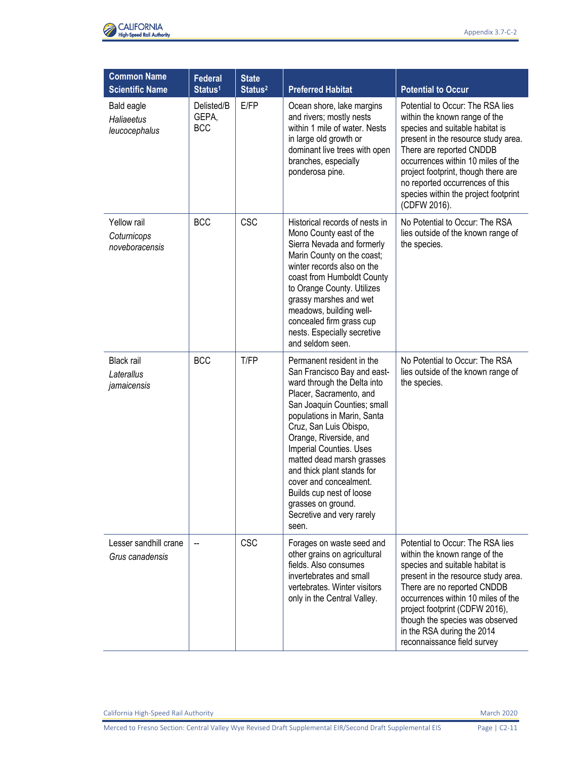| Common Name *Scientific Name* | Federal Status[1] | State Status[2] | Preferred Habitat | Potential to Occur |
|---|---|---|---|---|
| Bald eagle *Haliaeetus leucocephalus* | Delisted/BGEPA, BCC | E/FP | Ocean shore, lake margins and rivers; mostly nests within 1 mile of water. Nests in large old growth or dominant live trees with open branches, especially ponderosa pine. | Potential to Occur: The RSA lies within the known range of the species and suitable habitat is present in the resource study area. There are reported CNDDB occurrences within 10 miles of the project footprint, though there are no reported occurrences of this species within the project footprint (CDFW 2016). |
| Yellow rail *Coturnicops noveboracensis* | BCC | CSC | Historical records of nests in Mono County east of the Sierra Nevada and formerly Marin County on the coast; winter records also on the coast from Humboldt County to Orange County. Utilizes grassy marshes and wet meadows, building well-concealed firm grass cup nests. Especially secretive and seldom seen. | No Potential to Occur: The RSA lies outside of the known range of the species. |
| Black rail *Laterallus jamaicensis* | BCC | T/FP | Permanent resident in the San Francisco Bay and east-ward through the Delta into Placer, Sacramento, and San Joaquin Counties; small populations in Marin, Santa Cruz, San Luis Obispo, Orange, Riverside, and Imperial Counties. Uses matted dead marsh grasses and thick plant stands for cover and concealment. Builds cup nest of loose grasses on ground. Secretive and very rarely seen. | No Potential to Occur: The RSA lies outside of the known range of the species. |
| Lesser sandhill crane *Grus canadensis* | -- | CSC | Forages on waste seed and other grains on agricultural fields. Also consumes invertebrates and small vertebrates. Winter visitors only in the Central Valley. | Potential to Occur: The RSA lies within the known range of the species and suitable habitat is present in the resource study area. There are no reported CNDDB occurrences within 10 miles of the project footprint (CDFW 2016), though the species was observed in the RSA during the 2014 reconnaissance field survey |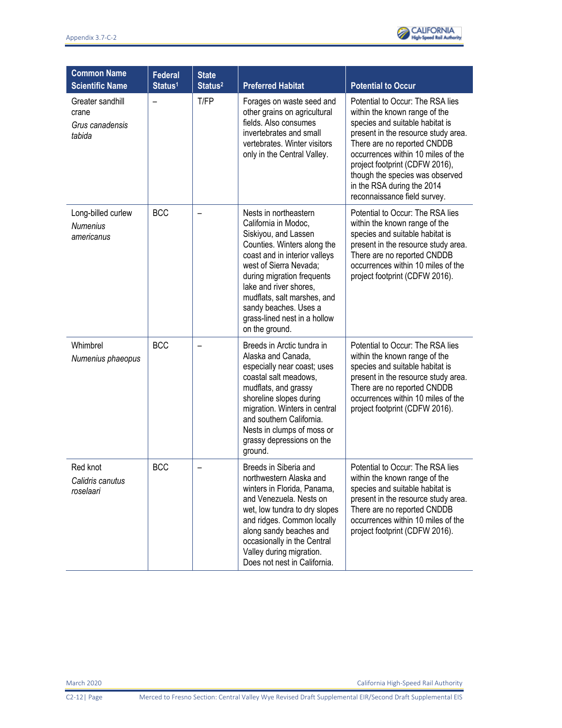| Common Name *Scientific Name* | Federal Status[1] | State Status[2] | Preferred Habitat | Potential to Occur |
|---|---|---|---|---|
| Greater sandhill crane *Grus canadensis tabida* | – | T/FP | Forages on waste seed and other grains on agricultural fields. Also consumes invertebrates and small vertebrates. Winter visitors only in the Central Valley. | Potential to Occur: The RSA lies within the known range of the species and suitable habitat is present in the resource study area. There are no reported CNDDB occurrences within 10 miles of the project footprint (CDFW 2016), though the species was observed in the RSA during the 2014 reconnaissance field survey. |
| Long-billed curlew *Numenius americanus* | BCC | – | Nests in northeastern California in Modoc, Siskiyou, and Lassen Counties. Winters along the coast and in interior valleys west of Sierra Nevada; during migration frequents lake and river shores, mudflats, salt marshes, and sandy beaches. Uses a grass-lined nest in a hollow on the ground. | Potential to Occur: The RSA lies within the known range of the species and suitable habitat is present in the resource study area. There are no reported CNDDB occurrences within 10 miles of the project footprint (CDFW 2016). |
| Whimbrel *Numenius phaeopus* | BCC | – | Breeds in Arctic tundra in Alaska and Canada, especially near coast; uses coastal salt meadows, mudflats, and grassy shoreline slopes during migration. Winters in central and southern California. Nests in clumps of moss or grassy depressions on the ground. | Potential to Occur: The RSA lies within the known range of the species and suitable habitat is present in the resource study area. There are no reported CNDDB occurrences within 10 miles of the project footprint (CDFW 2016). |
| Red knot *Calidris canutus roselaari* | BCC | – | Breeds in Siberia and northwestern Alaska and winters in Florida, Panama, and Venezuela. Nests on wet, low tundra to dry slopes and ridges. Common locally along sandy beaches and occasionally in the Central Valley during migration. Does not nest in California. | Potential to Occur: The RSA lies within the known range of the species and suitable habitat is present in the resource study area. There are no reported CNDDB occurrences within 10 miles of the project footprint (CDFW 2016). |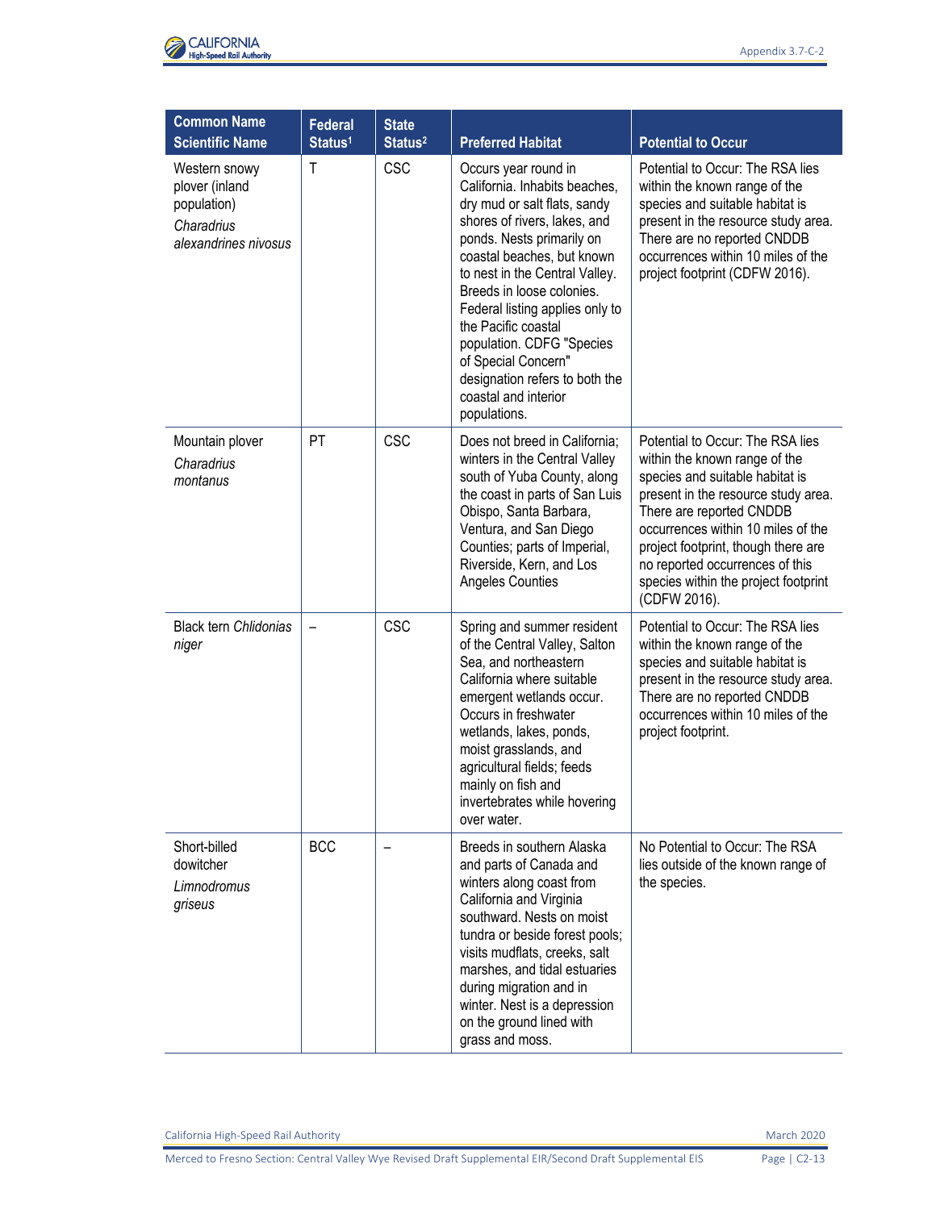| Common Name Scientific Name | Federal Status[1] | State Status[2] | Preferred Habitat | Potential to Occur |
|---|---|---|---|---|
| Western snowy plover (inland population) *Charadrius alexandrines nivosus* | T | CSC | Occurs year round in California. Inhabits beaches, dry mud or salt flats, sandy shores of rivers, lakes, and ponds. Nests primarily on coastal beaches, but known to nest in the Central Valley. Breeds in loose colonies. Federal listing applies only to the Pacific coastal population. CDFG "Species of Special Concern" designation refers to both the coastal and interior populations. | Potential to Occur: The RSA lies within the known range of the species and suitable habitat is present in the resource study area. There are no reported CNDDB occurrences within 10 miles of the project footprint (CDFW 2016). |
| Mountain plover *Charadrius montanus* | PT | CSC | Does not breed in California; winters in the Central Valley south of Yuba County, along the coast in parts of San Luis Obispo, Santa Barbara, Ventura, and San Diego Counties; parts of Imperial, Riverside, Kern, and Los Angeles Counties | Potential to Occur: The RSA lies within the known range of the species and suitable habitat is present in the resource study area. There are reported CNDDB occurrences within 10 miles of the project footprint, though there are no reported occurrences of this species within the project footprint (CDFW 2016). |
| Black tern *Chlidonias niger* | – | CSC | Spring and summer resident of the Central Valley, Salton Sea, and northeastern California where suitable emergent wetlands occur. Occurs in freshwater wetlands, lakes, ponds, moist grasslands, and agricultural fields; feeds mainly on fish and invertebrates while hovering over water. | Potential to Occur: The RSA lies within the known range of the species and suitable habitat is present in the resource study area. There are no reported CNDDB occurrences within 10 miles of the project footprint. |
| Short-billed dowitcher *Limnodromus griseus* | BCC | – | Breeds in southern Alaska and parts of Canada and winters along coast from California and Virginia southward. Nests on moist tundra or beside forest pools; visits mudflats, creeks, salt marshes, and tidal estuaries during migration and in winter. Nest is a depression on the ground lined with grass and moss. | No Potential to Occur: The RSA lies outside of the known range of the species. |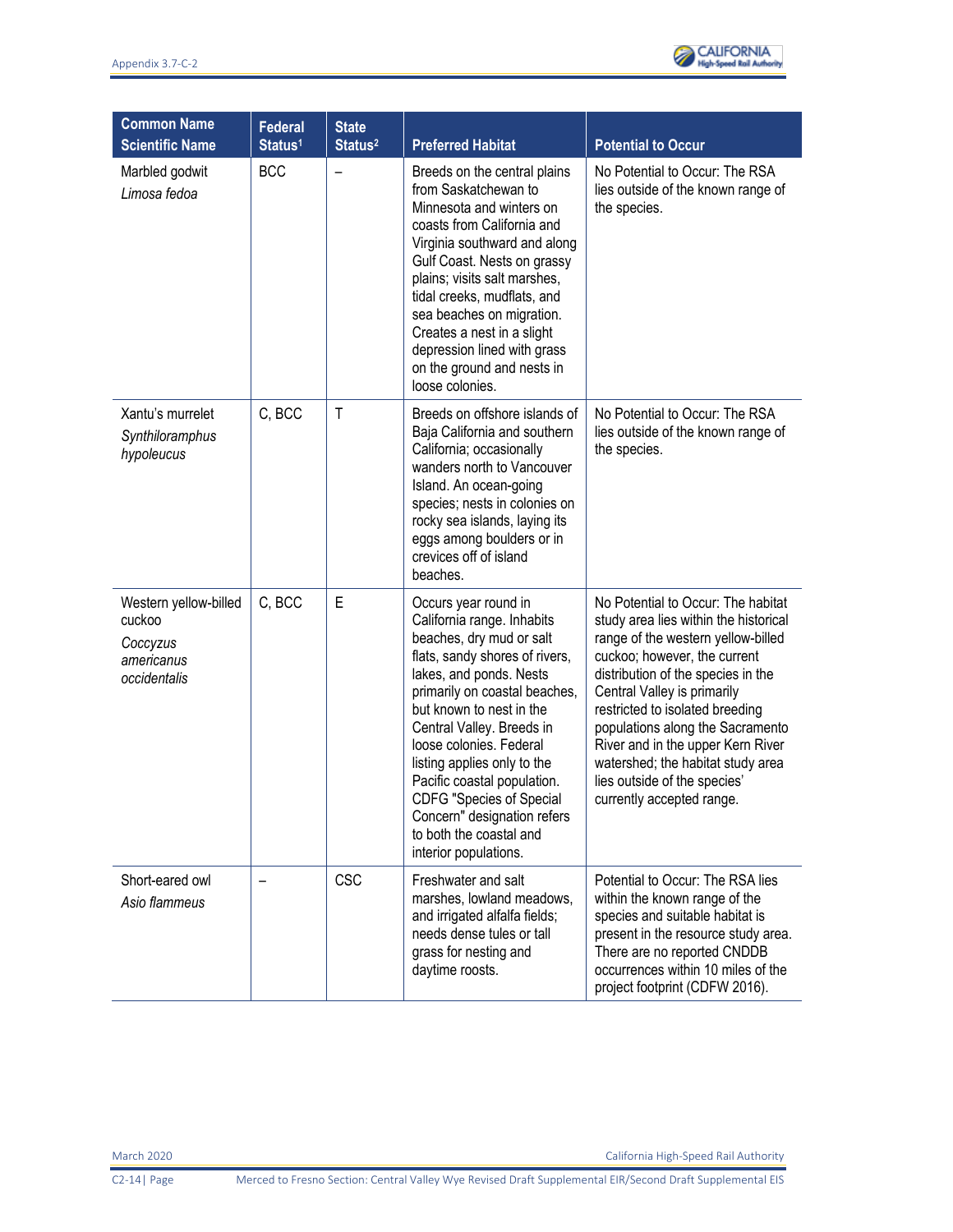| Common Name<br>Scientific Name | Federal Status[1] | State Status[2] | Preferred Habitat | Potential to Occur |
|---|---|---|---|---|
| Marbled godwit<br>*Limosa fedoa* | BCC | – | Breeds on the central plains from Saskatchewan to Minnesota and winters on coasts from California and Virginia southward and along Gulf Coast. Nests on grassy plains; visits salt marshes, tidal creeks, mudflats, and sea beaches on migration. Creates a nest in a slight depression lined with grass on the ground and nests in loose colonies. | No Potential to Occur: The RSA lies outside of the known range of the species. |
| Xantu's murrelet<br>*Synthiloramphus hypoleucus* | C, BCC | T | Breeds on offshore islands of Baja California and southern California; occasionally wanders north to Vancouver Island. An ocean-going species; nests in colonies on rocky sea islands, laying its eggs among boulders or in crevices off of island beaches. | No Potential to Occur: The RSA lies outside of the known range of the species. |
| Western yellow-billed cuckoo<br>*Coccyzus americanus occidentalis* | C, BCC | E | Occurs year round in California range. Inhabits beaches, dry mud or salt flats, sandy shores of rivers, lakes, and ponds. Nests primarily on coastal beaches, but known to nest in the Central Valley. Breeds in loose colonies. Federal listing applies only to the Pacific coastal population. CDFG "Species of Special Concern" designation refers to both the coastal and interior populations. | No Potential to Occur: The habitat study area lies within the historical range of the western yellow-billed cuckoo; however, the current distribution of the species in the Central Valley is primarily restricted to isolated breeding populations along the Sacramento River and in the upper Kern River watershed; the habitat study area lies outside of the species' currently accepted range. |
| Short-eared owl<br>*Asio flammeus* | – | CSC | Freshwater and salt marshes, lowland meadows, and irrigated alfalfa fields; needs dense tules or tall grass for nesting and daytime roosts. | Potential to Occur: The RSA lies within the known range of the species and suitable habitat is present in the resource study area. There are no reported CNDDB occurrences within 10 miles of the project footprint (CDFW 2016). |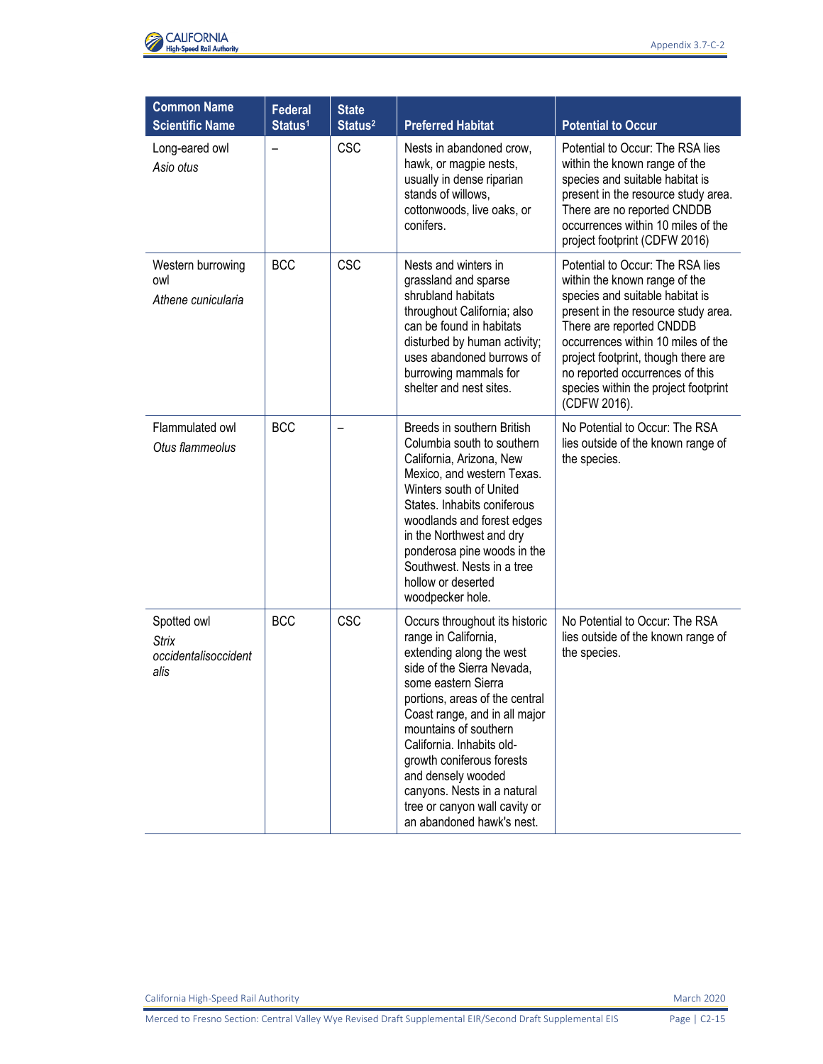| Common Name Scientific Name | Federal Status[1] | State Status[2] | Preferred Habitat | Potential to Occur |
|---|---|---|---|---|
| Long-eared owl *Asio otus* | – | CSC | Nests in abandoned crow, hawk, or magpie nests, usually in dense riparian stands of willows, cottonwoods, live oaks, or conifers. | Potential to Occur: The RSA lies within the known range of the species and suitable habitat is present in the resource study area. There are no reported CNDDB occurrences within 10 miles of the project footprint (CDFW 2016) |
| Western burrowing owl *Athene cunicularia* | BCC | CSC | Nests and winters in grassland and sparse shrubland habitats throughout California; also can be found in habitats disturbed by human activity; uses abandoned burrows of burrowing mammals for shelter and nest sites. | Potential to Occur: The RSA lies within the known range of the species and suitable habitat is present in the resource study area. There are reported CNDDB occurrences within 10 miles of the project footprint, though there are no reported occurrences of this species within the project footprint (CDFW 2016). |
| Flammulated owl *Otus flammeolus* | BCC | – | Breeds in southern British Columbia south to southern California, Arizona, New Mexico, and western Texas. Winters south of United States. Inhabits coniferous woodlands and forest edges in the Northwest and dry ponderosa pine woods in the Southwest. Nests in a tree hollow or deserted woodpecker hole. | No Potential to Occur: The RSA lies outside of the known range of the species. |
| Spotted owl *Strix occidentalisoccidentalis* | BCC | CSC | Occurs throughout its historic range in California, extending along the west side of the Sierra Nevada, some eastern Sierra portions, areas of the central Coast range, and in all major mountains of southern California. Inhabits old-growth coniferous forests and densely wooded canyons. Nests in a natural tree or canyon wall cavity or an abandoned hawk's nest. | No Potential to Occur: The RSA lies outside of the known range of the species. |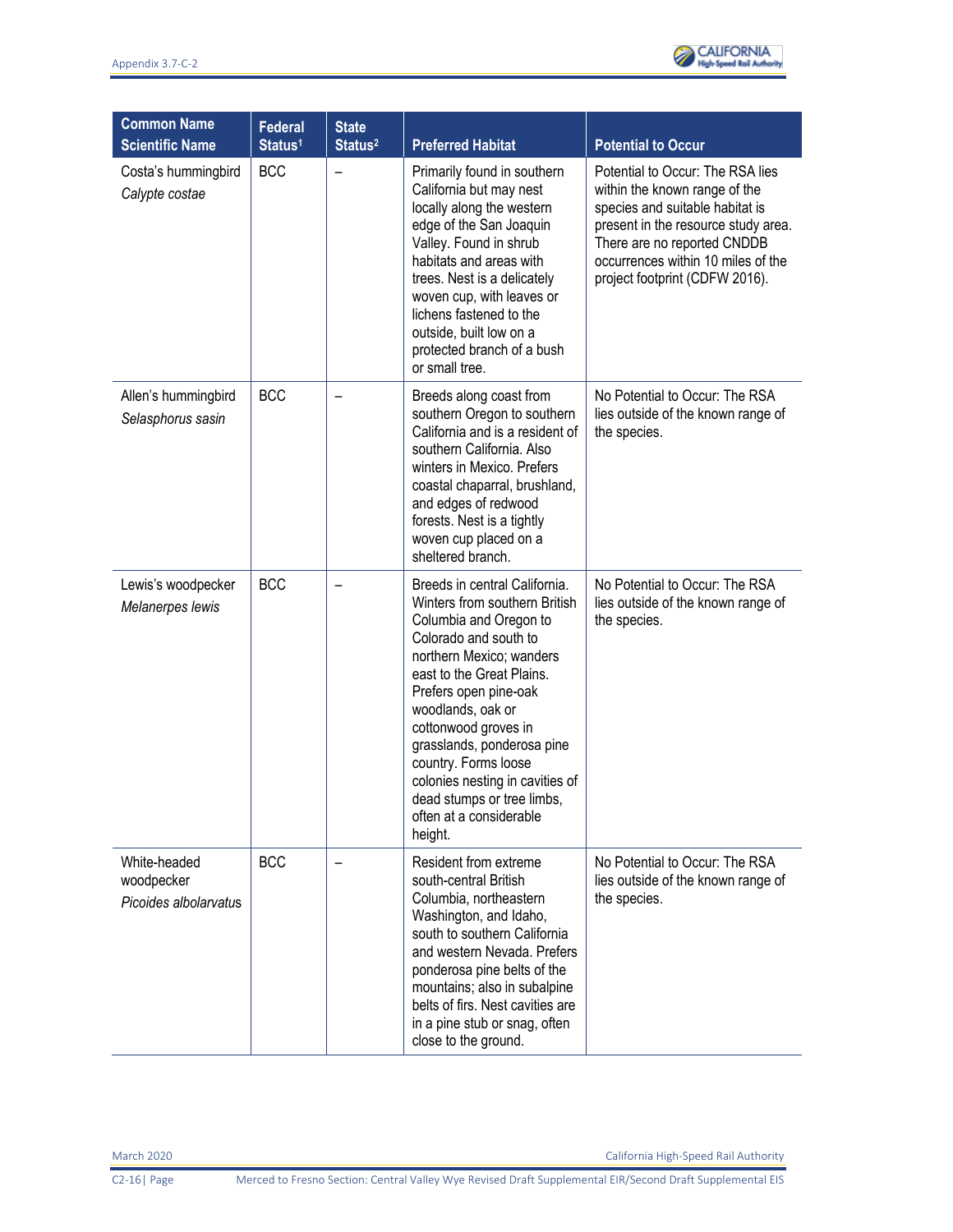| Common Name *Scientific Name* | Federal Status[1] | State Status[2] | Preferred Habitat | Potential to Occur |
|---|---|---|---|---|
| Costa's hummingbird *Calypte costae* | BCC | – | Primarily found in southern California but may nest locally along the western edge of the San Joaquin Valley. Found in shrub habitats and areas with trees. Nest is a delicately woven cup, with leaves or lichens fastened to the outside, built low on a protected branch of a bush or small tree. | Potential to Occur: The RSA lies within the known range of the species and suitable habitat is present in the resource study area. There are no reported CNDDB occurrences within 10 miles of the project footprint (CDFW 2016). |
| Allen's hummingbird *Selasphorus sasin* | BCC | – | Breeds along coast from southern Oregon to southern California and is a resident of southern California. Also winters in Mexico. Prefers coastal chaparral, brushland, and edges of redwood forests. Nest is a tightly woven cup placed on a sheltered branch. | No Potential to Occur: The RSA lies outside of the known range of the species. |
| Lewis's woodpecker *Melanerpes lewis* | BCC | – | Breeds in central California. Winters from southern British Columbia and Oregon to Colorado and south to northern Mexico; wanders east to the Great Plains. Prefers open pine-oak woodlands, oak or cottonwood groves in grasslands, ponderosa pine country. Forms loose colonies nesting in cavities of dead stumps or tree limbs, often at a considerable height. | No Potential to Occur: The RSA lies outside of the known range of the species. |
| White-headed woodpecker *Picoides albolarvatus* | BCC | – | Resident from extreme south-central British Columbia, northeastern Washington, and Idaho, south to southern California and western Nevada. Prefers ponderosa pine belts of the mountains; also in subalpine belts of firs. Nest cavities are in a pine stub or snag, often close to the ground. | No Potential to Occur: The RSA lies outside of the known range of the species. |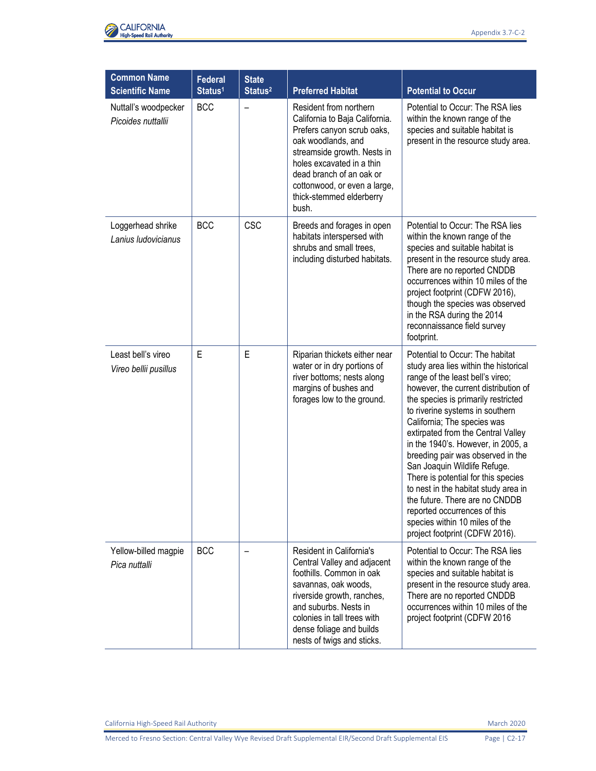| Common Name<br>Scientific Name | Federal Status[1] | State Status[2] | Preferred Habitat | Potential to Occur |
|---|---|---|---|---|
| Nuttall's woodpecker<br>*Picoides nuttallii* | BCC | – | Resident from northern California to Baja California. Prefers canyon scrub oaks, oak woodlands, and streamside growth. Nests in holes excavated in a thin dead branch of an oak or cottonwood, or even a large, thick-stemmed elderberry bush. | Potential to Occur: The RSA lies within the known range of the species and suitable habitat is present in the resource study area. |
| Loggerhead shrike<br>*Lanius ludovicianus* | BCC | CSC | Breeds and forages in open habitats interspersed with shrubs and small trees, including disturbed habitats. | Potential to Occur: The RSA lies within the known range of the species and suitable habitat is present in the resource study area. There are no reported CNDDB occurrences within 10 miles of the project footprint (CDFW 2016), though the species was observed in the RSA during the 2014 reconnaissance field survey footprint. |
| Least bell's vireo<br>*Vireo bellii pusillus* | E | E | Riparian thickets either near water or in dry portions of river bottoms; nests along margins of bushes and forages low to the ground. | Potential to Occur: The habitat study area lies within the historical range of the least bell's vireo; however, the current distribution of the species is primarily restricted to riverine systems in southern California; The species was extirpated from the Central Valley in the 1940's. However, in 2005, a breeding pair was observed in the San Joaquin Wildlife Refuge. There is potential for this species to nest in the habitat study area in the future. There are no CNDDB reported occurrences of this species within 10 miles of the project footprint (CDFW 2016). |
| Yellow-billed magpie<br>*Pica nuttalli* | BCC | – | Resident in California's Central Valley and adjacent foothills. Common in oak savannas, oak woods, riverside growth, ranches, and suburbs. Nests in colonies in tall trees with dense foliage and builds nests of twigs and sticks. | Potential to Occur: The RSA lies within the known range of the species and suitable habitat is present in the resource study area. There are no reported CNDDB occurrences within 10 miles of the project footprint (CDFW 2016 |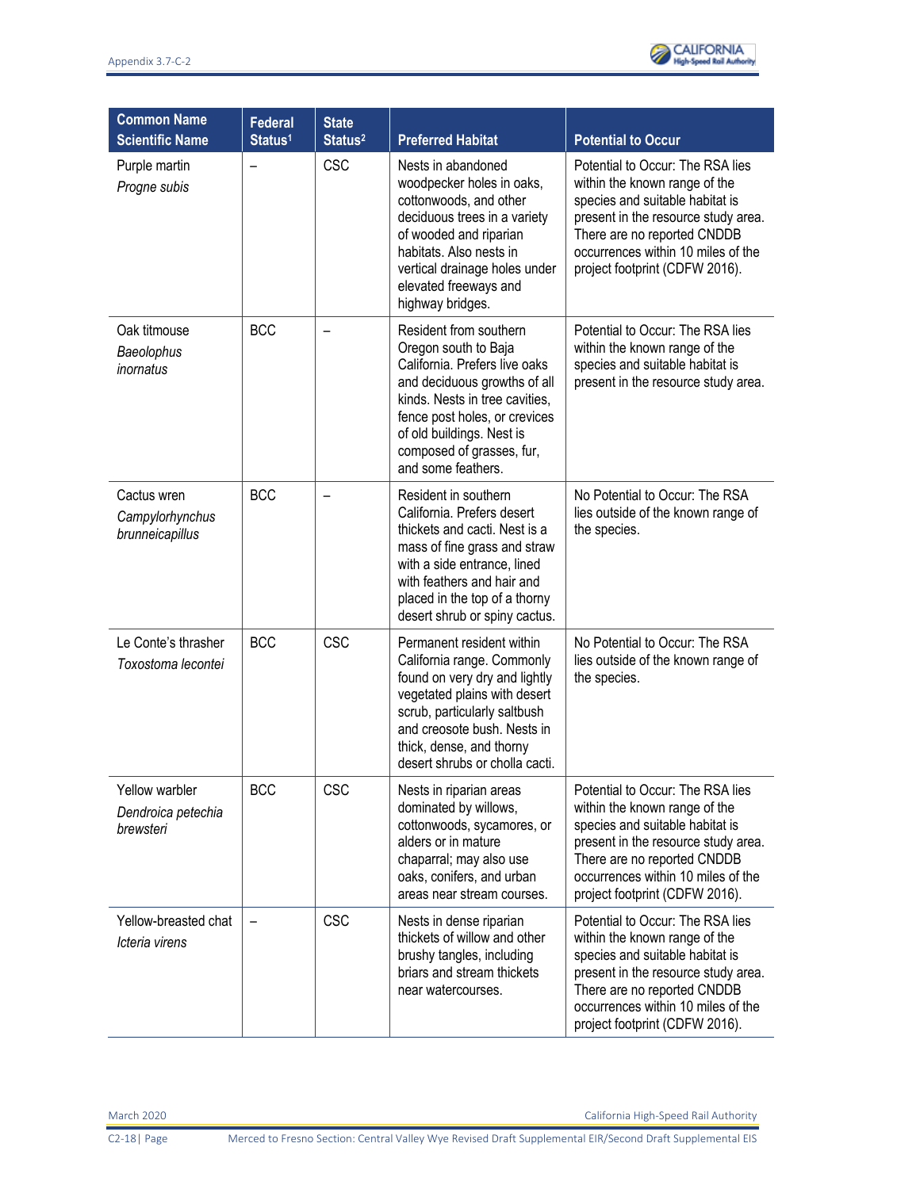| Common Name *Scientific Name* | Federal Status[1] | State Status[2] | Preferred Habitat | Potential to Occur |
|---|---|---|---|---|
| Purple martin *Progne subis* | – | CSC | Nests in abandoned woodpecker holes in oaks, cottonwoods, and other deciduous trees in a variety of wooded and riparian habitats. Also nests in vertical drainage holes under elevated freeways and highway bridges. | Potential to Occur: The RSA lies within the known range of the species and suitable habitat is present in the resource study area. There are no reported CNDDB occurrences within 10 miles of the project footprint (CDFW 2016). |
| Oak titmouse *Baeolophus inornatus* | BCC | – | Resident from southern Oregon south to Baja California. Prefers live oaks and deciduous growths of all kinds. Nests in tree cavities, fence post holes, or crevices of old buildings. Nest is composed of grasses, fur, and some feathers. | Potential to Occur: The RSA lies within the known range of the species and suitable habitat is present in the resource study area. |
| Cactus wren *Campylorhynchus brunneicapillus* | BCC | – | Resident in southern California. Prefers desert thickets and cacti. Nest is a mass of fine grass and straw with a side entrance, lined with feathers and hair and placed in the top of a thorny desert shrub or spiny cactus. | No Potential to Occur: The RSA lies outside of the known range of the species. |
| Le Conte's thrasher *Toxostoma lecontei* | BCC | CSC | Permanent resident within California range. Commonly found on very dry and lightly vegetated plains with desert scrub, particularly saltbush and creosote bush. Nests in thick, dense, and thorny desert shrubs or cholla cacti. | No Potential to Occur: The RSA lies outside of the known range of the species. |
| Yellow warbler *Dendroica petechia brewsteri* | BCC | CSC | Nests in riparian areas dominated by willows, cottonwoods, sycamores, or alders or in mature chaparral; may also use oaks, conifers, and urban areas near stream courses. | Potential to Occur: The RSA lies within the known range of the species and suitable habitat is present in the resource study area. There are no reported CNDDB occurrences within 10 miles of the project footprint (CDFW 2016). |
| Yellow-breasted chat *Icteria virens* | – | CSC | Nests in dense riparian thickets of willow and other brushy tangles, including briars and stream thickets near watercourses. | Potential to Occur: The RSA lies within the known range of the species and suitable habitat is present in the resource study area. There are no reported CNDDB occurrences within 10 miles of the project footprint (CDFW 2016). |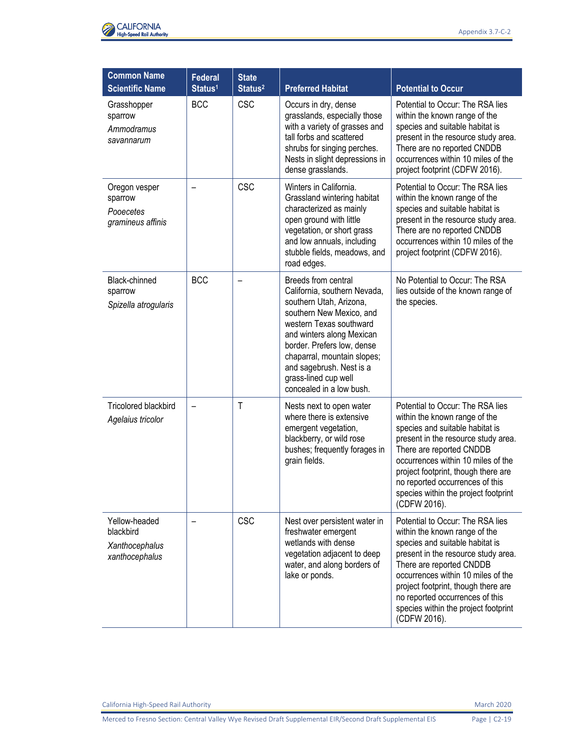| Common Name *Scientific Name* | Federal Status[1] | State Status[2] | Preferred Habitat | Potential to Occur |
|---|---|---|---|---|
| Grasshopper sparrow *Ammodramus savannarum* | BCC | CSC | Occurs in dry, dense grasslands, especially those with a variety of grasses and tall forbs and scattered shrubs for singing perches. Nests in slight depressions in dense grasslands. | Potential to Occur: The RSA lies within the known range of the species and suitable habitat is present in the resource study area. There are no reported CNDDB occurrences within 10 miles of the project footprint (CDFW 2016). |
| Oregon vesper sparrow *Pooecetes gramineus affinis* | – | CSC | Winters in California. Grassland wintering habitat characterized as mainly open ground with little vegetation, or short grass and low annuals, including stubble fields, meadows, and road edges. | Potential to Occur: The RSA lies within the known range of the species and suitable habitat is present in the resource study area. There are no reported CNDDB occurrences within 10 miles of the project footprint (CDFW 2016). |
| Black-chinned sparrow *Spizella atrogularis* | BCC | – | Breeds from central California, southern Nevada, southern Utah, Arizona, southern New Mexico, and western Texas southward and winters along Mexican border. Prefers low, dense chaparral, mountain slopes; and sagebrush. Nest is a grass-lined cup well concealed in a low bush. | No Potential to Occur: The RSA lies outside of the known range of the species. |
| Tricolored blackbird *Agelaius tricolor* | – | T | Nests next to open water where there is extensive emergent vegetation, blackberry, or wild rose bushes; frequently forages in grain fields. | Potential to Occur: The RSA lies within the known range of the species and suitable habitat is present in the resource study area. There are reported CNDDB occurrences within 10 miles of the project footprint, though there are no reported occurrences of this species within the project footprint (CDFW 2016). |
| Yellow-headed blackbird *Xanthocephalus xanthocephalus* | – | CSC | Nest over persistent water in freshwater emergent wetlands with dense vegetation adjacent to deep water, and along borders of lake or ponds. | Potential to Occur: The RSA lies within the known range of the species and suitable habitat is present in the resource study area. There are reported CNDDB occurrences within 10 miles of the project footprint, though there are no reported occurrences of this species within the project footprint (CDFW 2016). |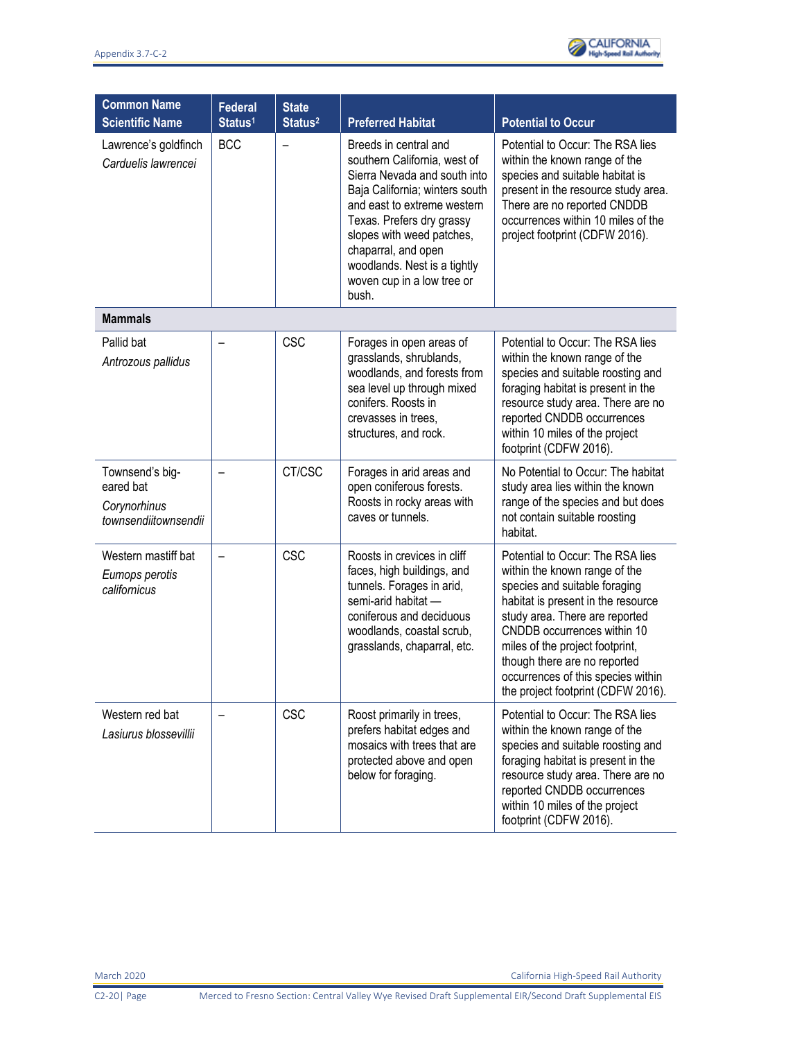| Common Name<br>Scientific Name | Federal Status[1] | State Status[2] | Preferred Habitat | Potential to Occur |
|---|---|---|---|---|
| Lawrence's goldfinch<br>*Carduelis lawrencei* | BCC | – | Breeds in central and southern California, west of Sierra Nevada and south into Baja California; winters south and east to extreme western Texas. Prefers dry grassy slopes with weed patches, chaparral, and open woodlands. Nest is a tightly woven cup in a low tree or bush. | Potential to Occur: The RSA lies within the known range of the species and suitable habitat is present in the resource study area. There are no reported CNDDB occurrences within 10 miles of the project footprint (CDFW 2016). |
| **Mammals** | | | | |
| Pallid bat<br>*Antrozous pallidus* | – | CSC | Forages in open areas of grasslands, shrublands, woodlands, and forests from sea level up through mixed conifers. Roosts in crevasses in trees, structures, and rock. | Potential to Occur: The RSA lies within the known range of the species and suitable roosting and foraging habitat is present in the resource study area. There are no reported CNDDB occurrences within 10 miles of the project footprint (CDFW 2016). |
| Townsend's big-eared bat<br>*Corynorhinus townsendiitownsendii* | – | CT/CSC | Forages in arid areas and open coniferous forests. Roosts in rocky areas with caves or tunnels. | No Potential to Occur: The habitat study area lies within the known range of the species and but does not contain suitable roosting habitat. |
| Western mastiff bat<br>*Eumops perotis californicus* | – | CSC | Roosts in crevices in cliff faces, high buildings, and tunnels. Forages in arid, semi-arid habitat — coniferous and deciduous woodlands, coastal scrub, grasslands, chaparral, etc. | Potential to Occur: The RSA lies within the known range of the species and suitable foraging habitat is present in the resource study area. There are reported CNDDB occurrences within 10 miles of the project footprint, though there are no reported occurrences of this species within the project footprint (CDFW 2016). |
| Western red bat<br>*Lasiurus blossevillii* | – | CSC | Roost primarily in trees, prefers habitat edges and mosaics with trees that are protected above and open below for foraging. | Potential to Occur: The RSA lies within the known range of the species and suitable roosting and foraging habitat is present in the resource study area. There are no reported CNDDB occurrences within 10 miles of the project footprint (CDFW 2016). |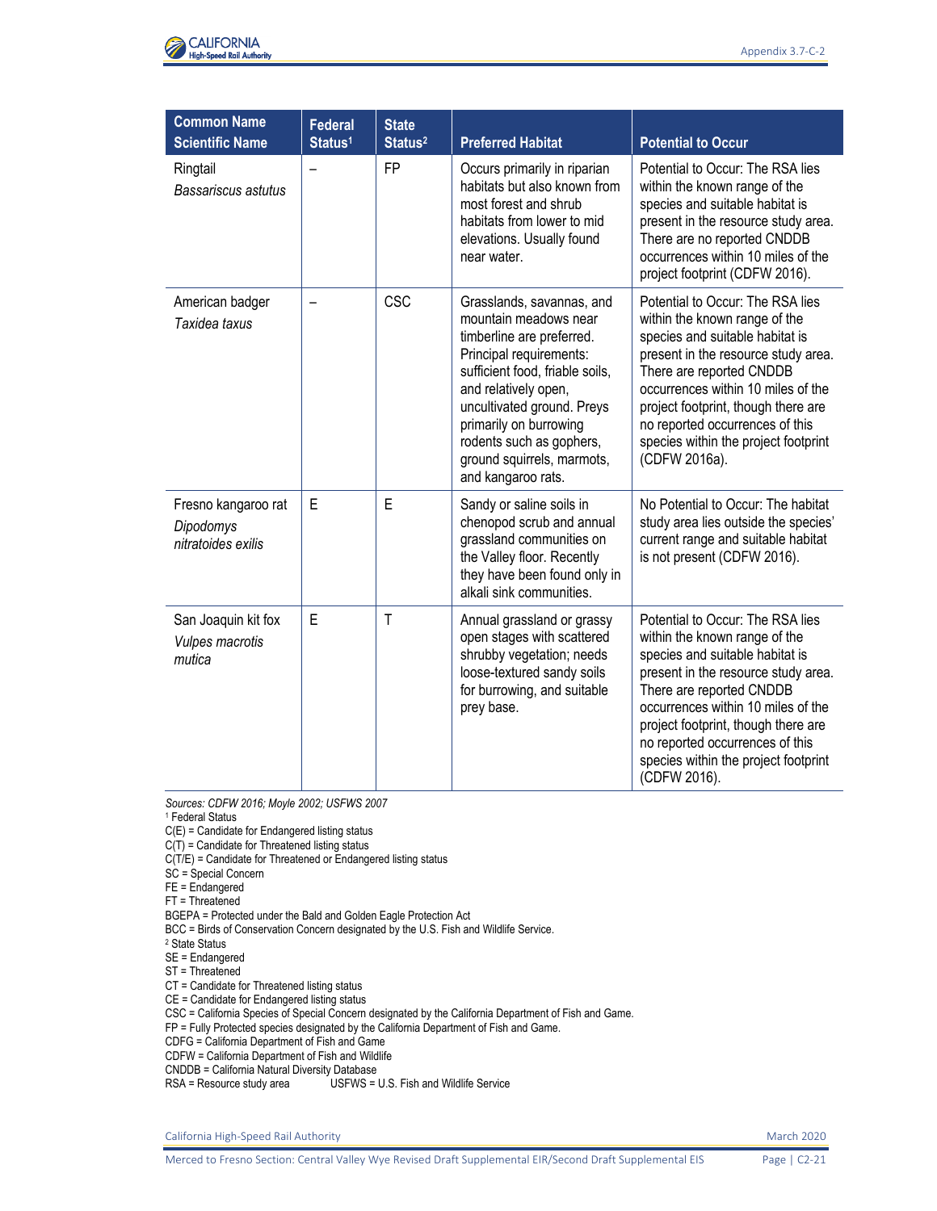| Common Name<br>Scientific Name | Federal Status[1] | State Status[2] | Preferred Habitat | Potential to Occur |
|---|---|---|---|---|
| Ringtail<br>*Bassariscus astutus* | – | FP | Occurs primarily in riparian habitats but also known from most forest and shrub habitats from lower to mid elevations. Usually found near water. | Potential to Occur: The RSA lies within the known range of the species and suitable habitat is present in the resource study area. There are no reported CNDDB occurrences within 10 miles of the project footprint (CDFW 2016). |
| American badger<br>*Taxidea taxus* | – | CSC | Grasslands, savannas, and mountain meadows near timberline are preferred. Principal requirements: sufficient food, friable soils, and relatively open, uncultivated ground. Preys primarily on burrowing rodents such as gophers, ground squirrels, marmots, and kangaroo rats. | Potential to Occur: The RSA lies within the known range of the species and suitable habitat is present in the resource study area. There are reported CNDDB occurrences within 10 miles of the project footprint, though there are no reported occurrences of this species within the project footprint (CDFW 2016a). |
| Fresno kangaroo rat<br>*Dipodomys nitratoides exilis* | E | E | Sandy or saline soils in chenopod scrub and annual grassland communities on the Valley floor. Recently they have been found only in alkali sink communities. | No Potential to Occur: The habitat study area lies outside the species' current range and suitable habitat is not present (CDFW 2016). |
| San Joaquin kit fox<br>*Vulpes macrotis mutica* | E | T | Annual grassland or grassy open stages with scattered shrubby vegetation; needs loose-textured sandy soils for burrowing, and suitable prey base. | Potential to Occur: The RSA lies within the known range of the species and suitable habitat is present in the resource study area. There are reported CNDDB occurrences within 10 miles of the project footprint, though there are no reported occurrences of this species within the project footprint (CDFW 2016). |

*Sources: CDFW 2016; Moyle 2002; USFWS 2007*

[1] Federal Status
C(E) = Candidate for Endangered listing status
C(T) = Candidate for Threatened listing status
C(T/E) = Candidate for Threatened or Endangered listing status
SC = Special Concern
FE = Endangered
FT = Threatened
BGEPA = Protected under the Bald and Golden Eagle Protection Act
BCC = Birds of Conservation Concern designated by the U.S. Fish and Wildlife Service.
[2] State Status
SE = Endangered
ST = Threatened
CT = Candidate for Threatened listing status
CE = Candidate for Endangered listing status
CSC = California Species of Special Concern designated by the California Department of Fish and Game.
FP = Fully Protected species designated by the California Department of Fish and Game.
CDFG = California Department of Fish and Game
CDFW = California Department of Fish and Wildlife
CNDDB = California Natural Diversity Database
RSA = Resource study area
USFWS = U.S. Fish and Wildlife Service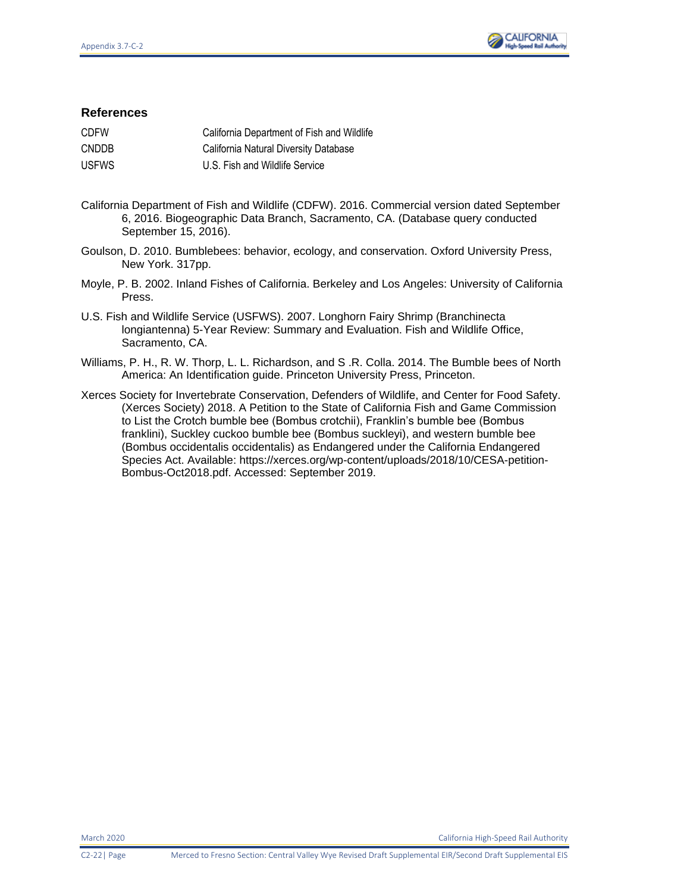## References

| | |
|---|---|
| CDFW | California Department of Fish and Wildlife |
| CNDDB | California Natural Diversity Database |
| USFWS | U.S. Fish and Wildlife Service |

California Department of Fish and Wildlife (CDFW). 2016. Commercial version dated September 6, 2016. Biogeographic Data Branch, Sacramento, CA. (Database query conducted September 15, 2016).

Goulson, D. 2010. Bumblebees: behavior, ecology, and conservation. Oxford University Press, New York. 317pp.

Moyle, P. B. 2002. Inland Fishes of California. Berkeley and Los Angeles: University of California Press.

U.S. Fish and Wildlife Service (USFWS). 2007. Longhorn Fairy Shrimp (Branchinecta longiantenna) 5-Year Review: Summary and Evaluation. Fish and Wildlife Office, Sacramento, CA.

Williams, P. H., R. W. Thorp, L. L. Richardson, and S .R. Colla. 2014. The Bumble bees of North America: An Identification guide. Princeton University Press, Princeton.

Xerces Society for Invertebrate Conservation, Defenders of Wildlife, and Center for Food Safety. (Xerces Society) 2018. A Petition to the State of California Fish and Game Commission to List the Crotch bumble bee (Bombus crotchii), Franklin's bumble bee (Bombus franklini), Suckley cuckoo bumble bee (Bombus suckleyi), and western bumble bee (Bombus occidentalis occidentalis) as Endangered under the California Endangered Species Act. Available: https://xerces.org/wp-content/uploads/2018/10/CESA-petition-Bombus-Oct2018.pdf. Accessed: September 2019.